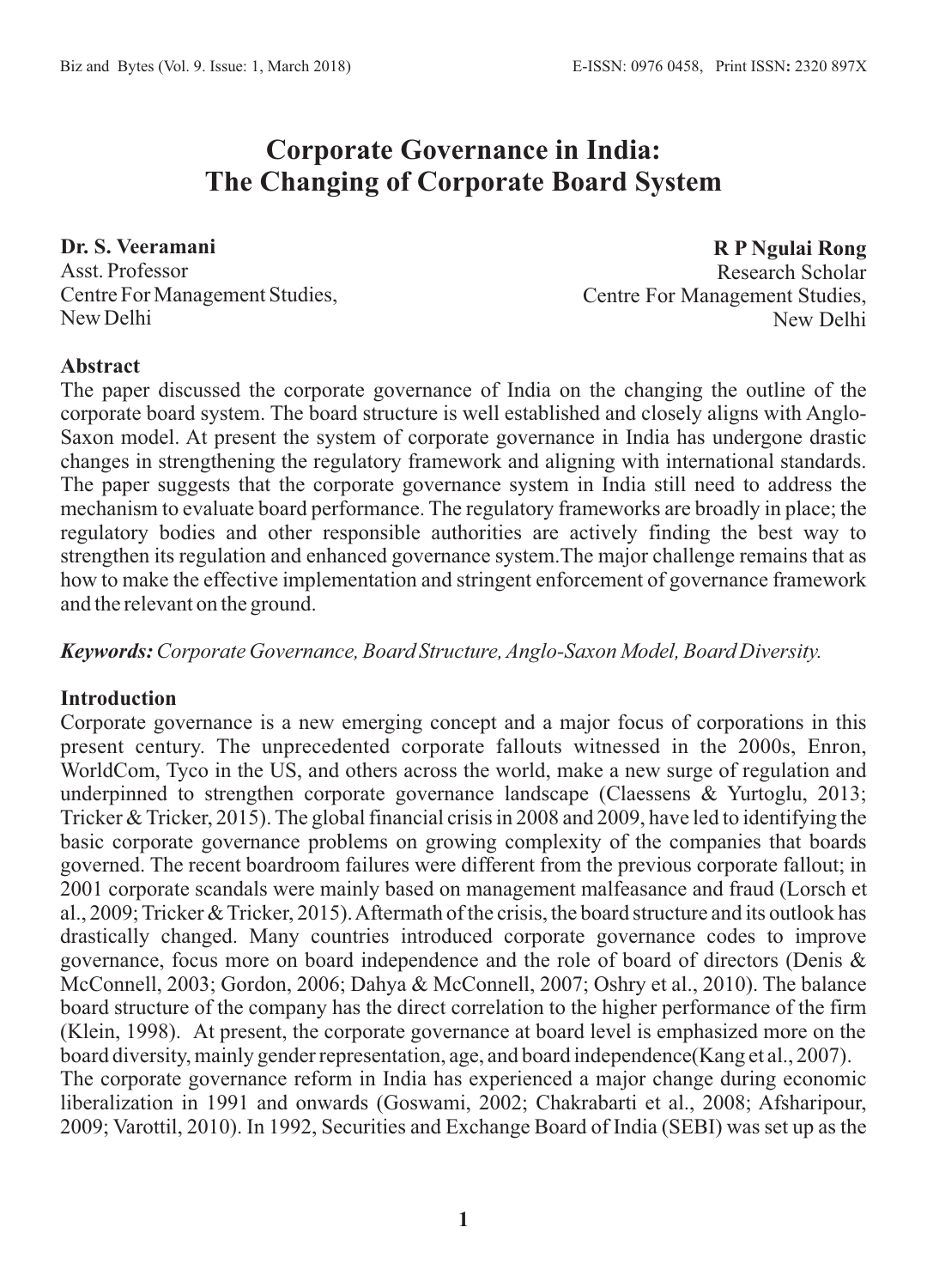# Corporate Governance in India: The Changing of Corporate Board System

**Dr. S. Veeramani**
Asst. Professor
Centre For Management Studies,
New Delhi

**R P Ngulai Rong**
Research Scholar
Centre For Management Studies,
New Delhi

## Abstract

The paper discussed the corporate governance of India on the changing the outline of the corporate board system. The board structure is well established and closely aligns with Anglo-Saxon model. At present the system of corporate governance in India has undergone drastic changes in strengthening the regulatory framework and aligning with international standards. The paper suggests that the corporate governance system in India still need to address the mechanism to evaluate board performance. The regulatory frameworks are broadly in place; the regulatory bodies and other responsible authorities are actively finding the best way to strengthen its regulation and enhanced governance system.The major challenge remains that as how to make the effective implementation and stringent enforcement of governance framework and the relevant on the ground.

***Keywords:*** *Corporate Governance, Board Structure, Anglo-Saxon Model, Board Diversity.*

## Introduction

Corporate governance is a new emerging concept and a major focus of corporations in this present century. The unprecedented corporate fallouts witnessed in the 2000s, Enron, WorldCom, Tyco in the US, and others across the world, make a new surge of regulation and underpinned to strengthen corporate governance landscape (Claessens & Yurtoglu, 2013; Tricker & Tricker, 2015). The global financial crisis in 2008 and 2009, have led to identifying the basic corporate governance problems on growing complexity of the companies that boards governed. The recent boardroom failures were different from the previous corporate fallout; in 2001 corporate scandals were mainly based on management malfeasance and fraud (Lorsch et al., 2009; Tricker & Tricker, 2015). Aftermath of the crisis, the board structure and its outlook has drastically changed. Many countries introduced corporate governance codes to improve governance, focus more on board independence and the role of board of directors (Denis & McConnell, 2003; Gordon, 2006; Dahya & McConnell, 2007; Oshry et al., 2010). The balance board structure of the company has the direct correlation to the higher performance of the firm (Klein, 1998). At present, the corporate governance at board level is emphasized more on the board diversity, mainly gender representation, age, and board independence(Kang et al., 2007).

The corporate governance reform in India has experienced a major change during economic liberalization in 1991 and onwards (Goswami, 2002; Chakrabarti et al., 2008; Afsharipour, 2009; Varottil, 2010). In 1992, Securities and Exchange Board of India (SEBI) was set up as the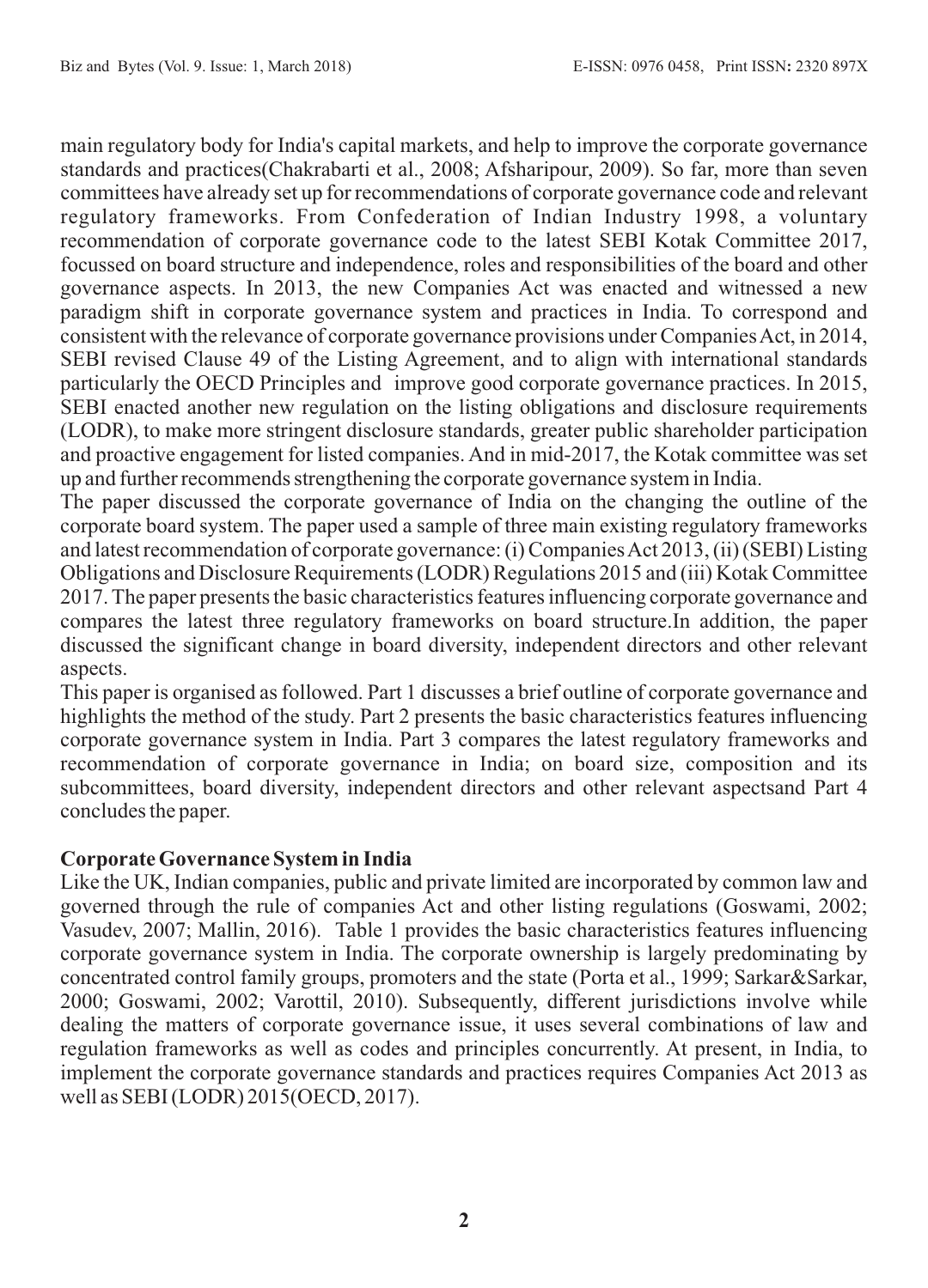main regulatory body for India's capital markets, and help to improve the corporate governance standards and practices(Chakrabarti et al., 2008; Afsharipour, 2009). So far, more than seven committees have already set up for recommendations of corporate governance code and relevant regulatory frameworks. From Confederation of Indian Industry 1998, a voluntary recommendation of corporate governance code to the latest SEBI Kotak Committee 2017, focussed on board structure and independence, roles and responsibilities of the board and other governance aspects. In 2013, the new Companies Act was enacted and witnessed a new paradigm shift in corporate governance system and practices in India. To correspond and consistent with the relevance of corporate governance provisions under Companies Act, in 2014, SEBI revised Clause 49 of the Listing Agreement, and to align with international standards particularly the OECD Principles and improve good corporate governance practices. In 2015, SEBI enacted another new regulation on the listing obligations and disclosure requirements (LODR), to make more stringent disclosure standards, greater public shareholder participation and proactive engagement for listed companies. And in mid-2017, the Kotak committee was set up and further recommends strengthening the corporate governance system in India.

The paper discussed the corporate governance of India on the changing the outline of the corporate board system. The paper used a sample of three main existing regulatory frameworks and latest recommendation of corporate governance: (i) Companies Act 2013, (ii) (SEBI) Listing Obligations and Disclosure Requirements (LODR) Regulations 2015 and (iii) Kotak Committee 2017. The paper presents the basic characteristics features influencing corporate governance and compares the latest three regulatory frameworks on board structure.In addition, the paper discussed the significant change in board diversity, independent directors and other relevant aspects.

This paper is organised as followed. Part 1 discusses a brief outline of corporate governance and highlights the method of the study. Part 2 presents the basic characteristics features influencing corporate governance system in India. Part 3 compares the latest regulatory frameworks and recommendation of corporate governance in India; on board size, composition and its subcommittees, board diversity, independent directors and other relevant aspectsand Part 4 concludes the paper.

**Corporate Governance System in India**

Like the UK, Indian companies, public and private limited are incorporated by common law and governed through the rule of companies Act and other listing regulations (Goswami, 2002; Vasudev, 2007; Mallin, 2016). Table 1 provides the basic characteristics features influencing corporate governance system in India. The corporate ownership is largely predominating by concentrated control family groups, promoters and the state (Porta et al., 1999; Sarkar&Sarkar, 2000; Goswami, 2002; Varottil, 2010). Subsequently, different jurisdictions involve while dealing the matters of corporate governance issue, it uses several combinations of law and regulation frameworks as well as codes and principles concurrently. At present, in India, to implement the corporate governance standards and practices requires Companies Act 2013 as well as SEBI (LODR) 2015(OECD, 2017).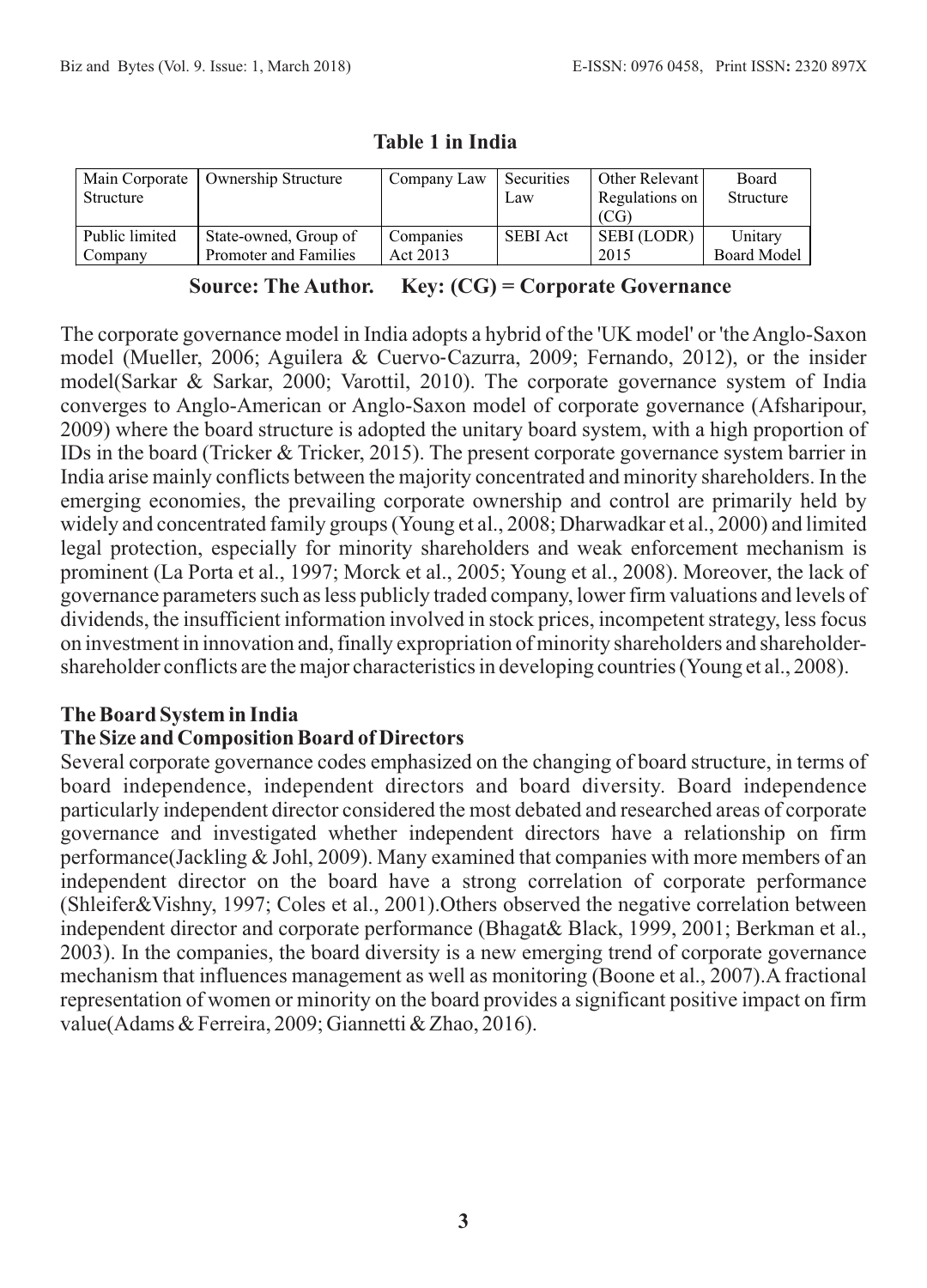**Table 1 in India**

| Main Corporate Structure | Ownership Structure | Company Law | Securities Law | Other Relevant Regulations on (CG) | Board Structure |
|---|---|---|---|---|---|
| Public limited Company | State-owned, Group of Promoter and Families | Companies Act 2013 | SEBI Act | SEBI (LODR) 2015 | Unitary Board Model |

**Source: The Author. Key: (CG) = Corporate Governance**

The corporate governance model in India adopts a hybrid of the 'UK model' or 'the Anglo-Saxon model (Mueller, 2006; Aguilera & Cuervo-Cazurra, 2009; Fernando, 2012), or the insider model(Sarkar & Sarkar, 2000; Varottil, 2010). The corporate governance system of India converges to Anglo-American or Anglo-Saxon model of corporate governance (Afsharipour, 2009) where the board structure is adopted the unitary board system, with a high proportion of IDs in the board (Tricker & Tricker, 2015). The present corporate governance system barrier in India arise mainly conflicts between the majority concentrated and minority shareholders. In the emerging economies, the prevailing corporate ownership and control are primarily held by widely and concentrated family groups (Young et al., 2008; Dharwadkar et al., 2000) and limited legal protection, especially for minority shareholders and weak enforcement mechanism is prominent (La Porta et al., 1997; Morck et al., 2005; Young et al., 2008). Moreover, the lack of governance parameters such as less publicly traded company, lower firm valuations and levels of dividends, the insufficient information involved in stock prices, incompetent strategy, less focus on investment in innovation and, finally expropriation of minority shareholders and shareholder-shareholder conflicts are the major characteristics in developing countries (Young et al., 2008).

## The Board System in India

### The Size and Composition Board of Directors

Several corporate governance codes emphasized on the changing of board structure, in terms of board independence, independent directors and board diversity. Board independence particularly independent director considered the most debated and researched areas of corporate governance and investigated whether independent directors have a relationship on firm performance(Jackling & Johl, 2009). Many examined that companies with more members of an independent director on the board have a strong correlation of corporate performance (Shleifer&Vishny, 1997; Coles et al., 2001).Others observed the negative correlation between independent director and corporate performance (Bhagat& Black, 1999, 2001; Berkman et al., 2003). In the companies, the board diversity is a new emerging trend of corporate governance mechanism that influences management as well as monitoring (Boone et al., 2007).A fractional representation of women or minority on the board provides a significant positive impact on firm value(Adams & Ferreira, 2009; Giannetti & Zhao, 2016).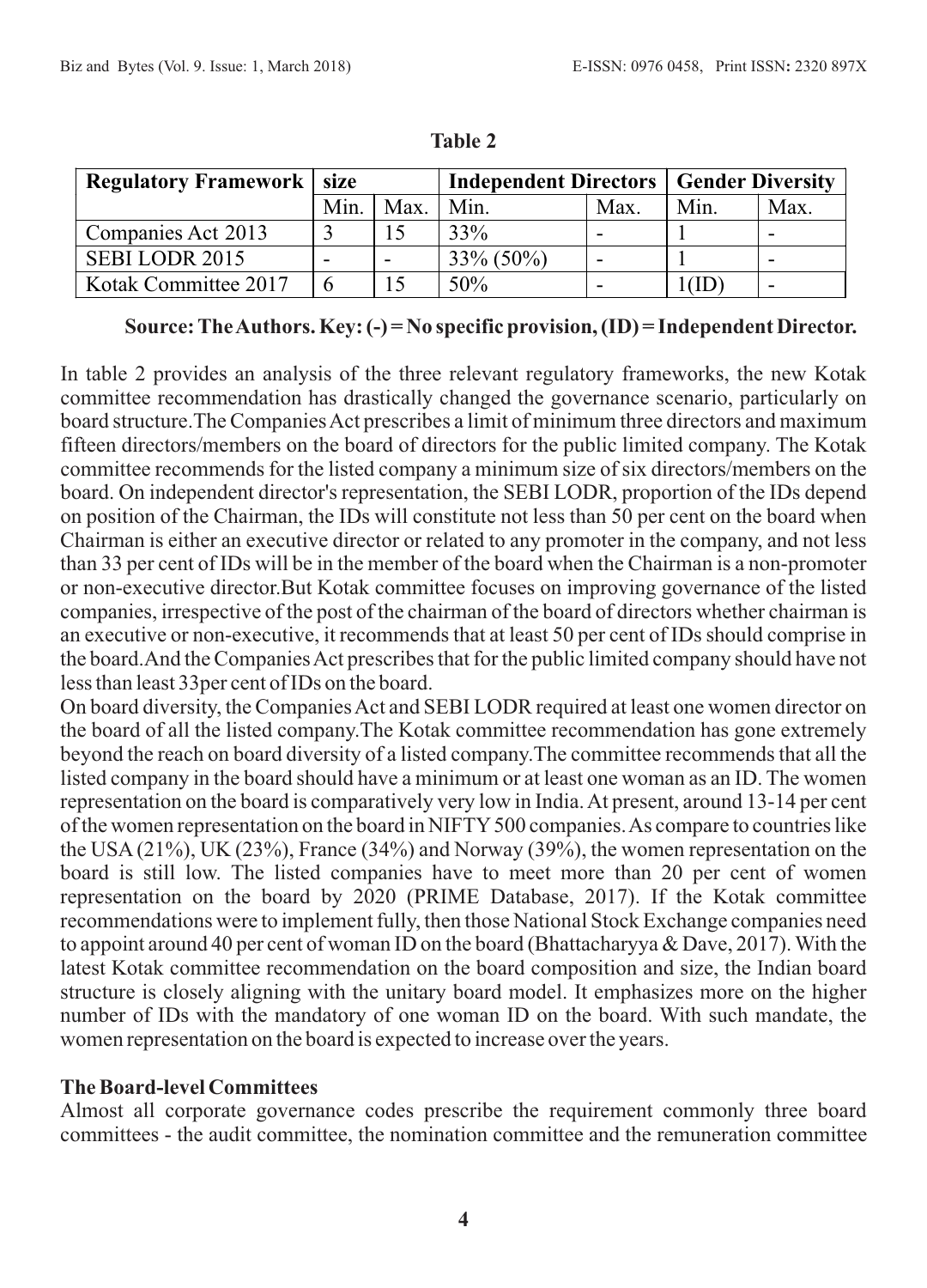**Table 2**

| Regulatory Framework | size | | Independent Directors | | Gender Diversity | |
|---|---|---|---|---|---|---|
| | Min. | Max. | Min. | Max. | Min. | Max. |
| Companies Act 2013 | 3 | 15 | 33% | - | 1 | - |
| SEBI LODR 2015 | - | - | 33% (50%) | - | 1 | - |
| Kotak Committee 2017 | 6 | 15 | 50% | - | 1(ID) | - |

**Source: The Authors. Key: (-) = No specific provision, (ID) = Independent Director.**

In table 2 provides an analysis of the three relevant regulatory frameworks, the new Kotak committee recommendation has drastically changed the governance scenario, particularly on board structure.The Companies Act prescribes a limit of minimum three directors and maximum fifteen directors/members on the board of directors for the public limited company. The Kotak committee recommends for the listed company a minimum size of six directors/members on the board. On independent director's representation, the SEBI LODR, proportion of the IDs depend on position of the Chairman, the IDs will constitute not less than 50 per cent on the board when Chairman is either an executive director or related to any promoter in the company, and not less than 33 per cent of IDs will be in the member of the board when the Chairman is a non-promoter or non-executive director.But Kotak committee focuses on improving governance of the listed companies, irrespective of the post of the chairman of the board of directors whether chairman is an executive or non-executive, it recommends that at least 50 per cent of IDs should comprise in the board.And the Companies Act prescribes that for the public limited company should have not less than least 33per cent of IDs on the board.

On board diversity, the Companies Act and SEBI LODR required at least one women director on the board of all the listed company.The Kotak committee recommendation has gone extremely beyond the reach on board diversity of a listed company.The committee recommends that all the listed company in the board should have a minimum or at least one woman as an ID. The women representation on the board is comparatively very low in India. At present, around 13-14 per cent of the women representation on the board in NIFTY 500 companies. As compare to countries like the USA (21%), UK (23%), France (34%) and Norway (39%), the women representation on the board is still low. The listed companies have to meet more than 20 per cent of women representation on the board by 2020 (PRIME Database, 2017). If the Kotak committee recommendations were to implement fully, then those National Stock Exchange companies need to appoint around 40 per cent of woman ID on the board (Bhattacharyya & Dave, 2017). With the latest Kotak committee recommendation on the board composition and size, the Indian board structure is closely aligning with the unitary board model. It emphasizes more on the higher number of IDs with the mandatory of one woman ID on the board. With such mandate, the women representation on the board is expected to increase over the years.

### The Board-level Committees

Almost all corporate governance codes prescribe the requirement commonly three board committees - the audit committee, the nomination committee and the remuneration committee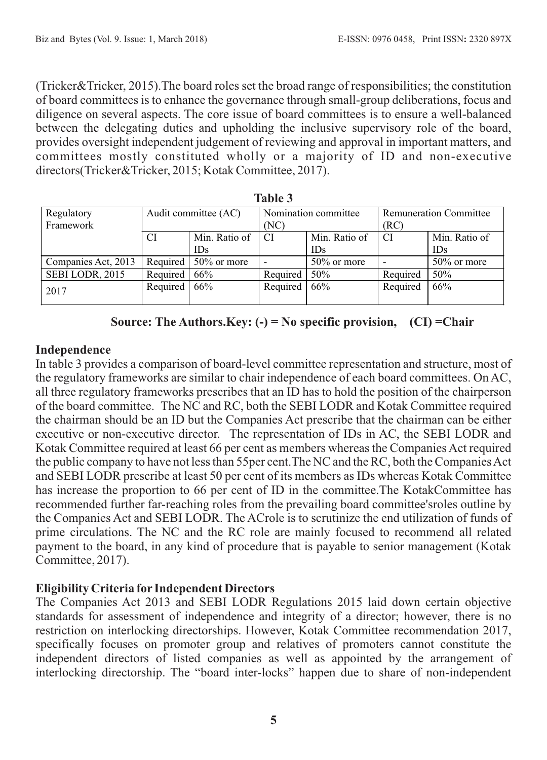(Tricker&Tricker, 2015).The board roles set the broad range of responsibilities; the constitution of board committees is to enhance the governance through small-group deliberations, focus and diligence on several aspects. The core issue of board committees is to ensure a well-balanced between the delegating duties and upholding the inclusive supervisory role of the board, provides oversight independent judgement of reviewing and approval in important matters, and committees mostly constituted wholly or a majority of ID and non-executive directors(Tricker&Tricker, 2015; Kotak Committee, 2017).

**Table 3**

| Regulatory Framework | Audit committee (AC) | | Nomination committee (NC) | | Remuneration Committee (RC) | |
|---|---|---|---|---|---|---|
| | CI | Min. Ratio of IDs | CI | Min. Ratio of IDs | CI | Min. Ratio of IDs |
| Companies Act, 2013 | Required | 50% or more | - | 50% or more | - | 50% or more |
| SEBI LODR, 2015 | Required | 66% | Required | 50% | Required | 50% |
| 2017 | Required | 66% | Required | 66% | Required | 66% |

**Source: The Authors.Key: (-) = No specific provision, (CI) =Chair**

## Independence

In table 3 provides a comparison of board-level committee representation and structure, most of the regulatory frameworks are similar to chair independence of each board committees. On AC, all three regulatory frameworks prescribes that an ID has to hold the position of the chairperson of the board committee. The NC and RC, both the SEBI LODR and Kotak Committee required the chairman should be an ID but the Companies Act prescribe that the chairman can be either executive or non-executive director. The representation of IDs in AC, the SEBI LODR and Kotak Committee required at least 66 per cent as members whereas the Companies Act required the public company to have not less than 55per cent.The NC and the RC, both the Companies Act and SEBI LODR prescribe at least 50 per cent of its members as IDs whereas Kotak Committee has increase the proportion to 66 per cent of ID in the committee.The KotakCommittee has recommended further far-reaching roles from the prevailing board committee'sroles outline by the Companies Act and SEBI LODR. The ACrole is to scrutinize the end utilization of funds of prime circulations. The NC and the RC role are mainly focused to recommend all related payment to the board, in any kind of procedure that is payable to senior management (Kotak Committee, 2017).

## Eligibility Criteria for Independent Directors

The Companies Act 2013 and SEBI LODR Regulations 2015 laid down certain objective standards for assessment of independence and integrity of a director; however, there is no restriction on interlocking directorships. However, Kotak Committee recommendation 2017, specifically focuses on promoter group and relatives of promoters cannot constitute the independent directors of listed companies as well as appointed by the arrangement of interlocking directorship. The "board inter-locks" happen due to share of non-independent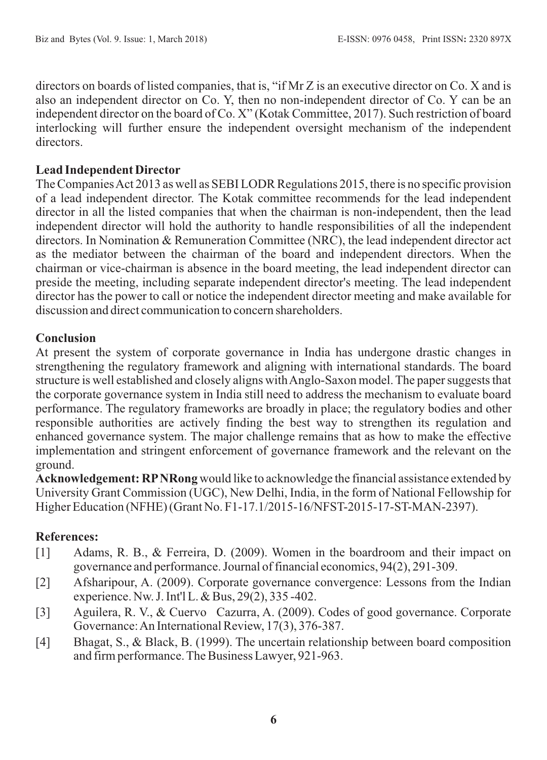directors on boards of listed companies, that is, "if Mr Z is an executive director on Co. X and is also an independent director on Co. Y, then no non-independent director of Co. Y can be an independent director on the board of Co. X" (Kotak Committee, 2017). Such restriction of board interlocking will further ensure the independent oversight mechanism of the independent directors.

## Lead Independent Director

The Companies Act 2013 as well as SEBI LODR Regulations 2015, there is no specific provision of a lead independent director. The Kotak committee recommends for the lead independent director in all the listed companies that when the chairman is non-independent, then the lead independent director will hold the authority to handle responsibilities of all the independent directors. In Nomination & Remuneration Committee (NRC), the lead independent director act as the mediator between the chairman of the board and independent directors. When the chairman or vice-chairman is absence in the board meeting, the lead independent director can preside the meeting, including separate independent director's meeting. The lead independent director has the power to call or notice the independent director meeting and make available for discussion and direct communication to concern shareholders.

## Conclusion

At present the system of corporate governance in India has undergone drastic changes in strengthening the regulatory framework and aligning with international standards. The board structure is well established and closely aligns with Anglo-Saxon model. The paper suggests that the corporate governance system in India still need to address the mechanism to evaluate board performance. The regulatory frameworks are broadly in place; the regulatory bodies and other responsible authorities are actively finding the best way to strengthen its regulation and enhanced governance system. The major challenge remains that as how to make the effective implementation and stringent enforcement of governance framework and the relevant on the ground.

**Acknowledgement: RPNRong** would like to acknowledge the financial assistance extended by University Grant Commission (UGC), New Delhi, India, in the form of National Fellowship for Higher Education (NFHE) (Grant No. F1-17.1/2015-16/NFST-2015-17-ST-MAN-2397).

## References:

[1] Adams, R. B., & Ferreira, D. (2009). Women in the boardroom and their impact on governance and performance. Journal of financial economics, 94(2), 291-309.

[2] Afsharipour, A. (2009). Corporate governance convergence: Lessons from the Indian experience. Nw. J. Int'l L. & Bus, 29(2), 335 -402.

[3] Aguilera, R. V., & Cuervo Cazurra, A. (2009). Codes of good governance. Corporate Governance: An International Review, 17(3), 376-387.

[4] Bhagat, S., & Black, B. (1999). The uncertain relationship between board composition and firm performance. The Business Lawyer, 921-963.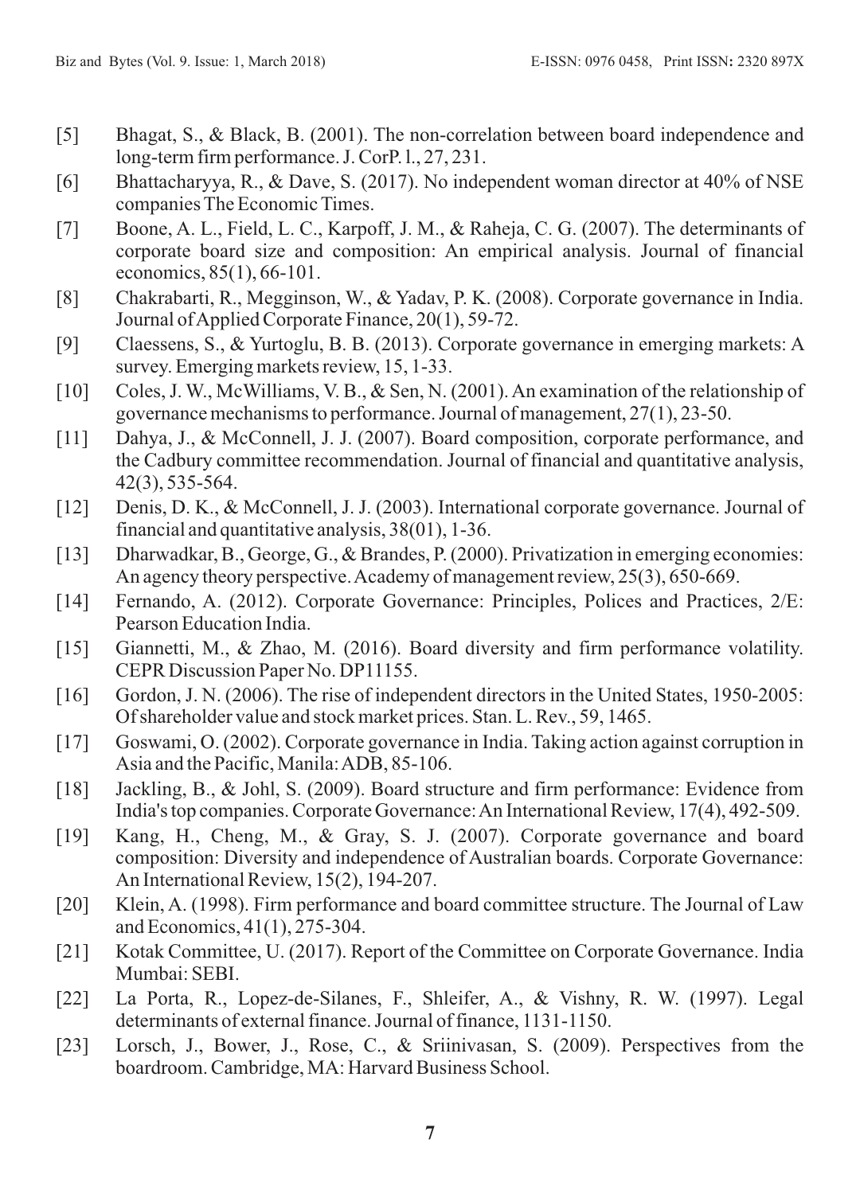[5] Bhagat, S., & Black, B. (2001). The non-correlation between board independence and long-term firm performance. J. CorP. l., 27, 231.

[6] Bhattacharyya, R., & Dave, S. (2017). No independent woman director at 40% of NSE companies The Economic Times.

[7] Boone, A. L., Field, L. C., Karpoff, J. M., & Raheja, C. G. (2007). The determinants of corporate board size and composition: An empirical analysis. Journal of financial economics, 85(1), 66-101.

[8] Chakrabarti, R., Megginson, W., & Yadav, P. K. (2008). Corporate governance in India. Journal of Applied Corporate Finance, 20(1), 59-72.

[9] Claessens, S., & Yurtoglu, B. B. (2013). Corporate governance in emerging markets: A survey. Emerging markets review, 15, 1-33.

[10] Coles, J. W., McWilliams, V. B., & Sen, N. (2001). An examination of the relationship of governance mechanisms to performance. Journal of management, 27(1), 23-50.

[11] Dahya, J., & McConnell, J. J. (2007). Board composition, corporate performance, and the Cadbury committee recommendation. Journal of financial and quantitative analysis, 42(3), 535-564.

[12] Denis, D. K., & McConnell, J. J. (2003). International corporate governance. Journal of financial and quantitative analysis, 38(01), 1-36.

[13] Dharwadkar, B., George, G., & Brandes, P. (2000). Privatization in emerging economies: An agency theory perspective. Academy of management review, 25(3), 650-669.

[14] Fernando, A. (2012). Corporate Governance: Principles, Polices and Practices, 2/E: Pearson Education India.

[15] Giannetti, M., & Zhao, M. (2016). Board diversity and firm performance volatility. CEPR Discussion Paper No. DP11155.

[16] Gordon, J. N. (2006). The rise of independent directors in the United States, 1950-2005: Of shareholder value and stock market prices. Stan. L. Rev., 59, 1465.

[17] Goswami, O. (2002). Corporate governance in India. Taking action against corruption in Asia and the Pacific, Manila: ADB, 85-106.

[18] Jackling, B., & Johl, S. (2009). Board structure and firm performance: Evidence from India's top companies. Corporate Governance: An International Review, 17(4), 492-509.

[19] Kang, H., Cheng, M., & Gray, S. J. (2007). Corporate governance and board composition: Diversity and independence of Australian boards. Corporate Governance: An International Review, 15(2), 194-207.

[20] Klein, A. (1998). Firm performance and board committee structure. The Journal of Law and Economics, 41(1), 275-304.

[21] Kotak Committee, U. (2017). Report of the Committee on Corporate Governance. India Mumbai: SEBI.

[22] La Porta, R., Lopez-de-Silanes, F., Shleifer, A., & Vishny, R. W. (1997). Legal determinants of external finance. Journal of finance, 1131-1150.

[23] Lorsch, J., Bower, J., Rose, C., & Sriinivasan, S. (2009). Perspectives from the boardroom. Cambridge, MA: Harvard Business School.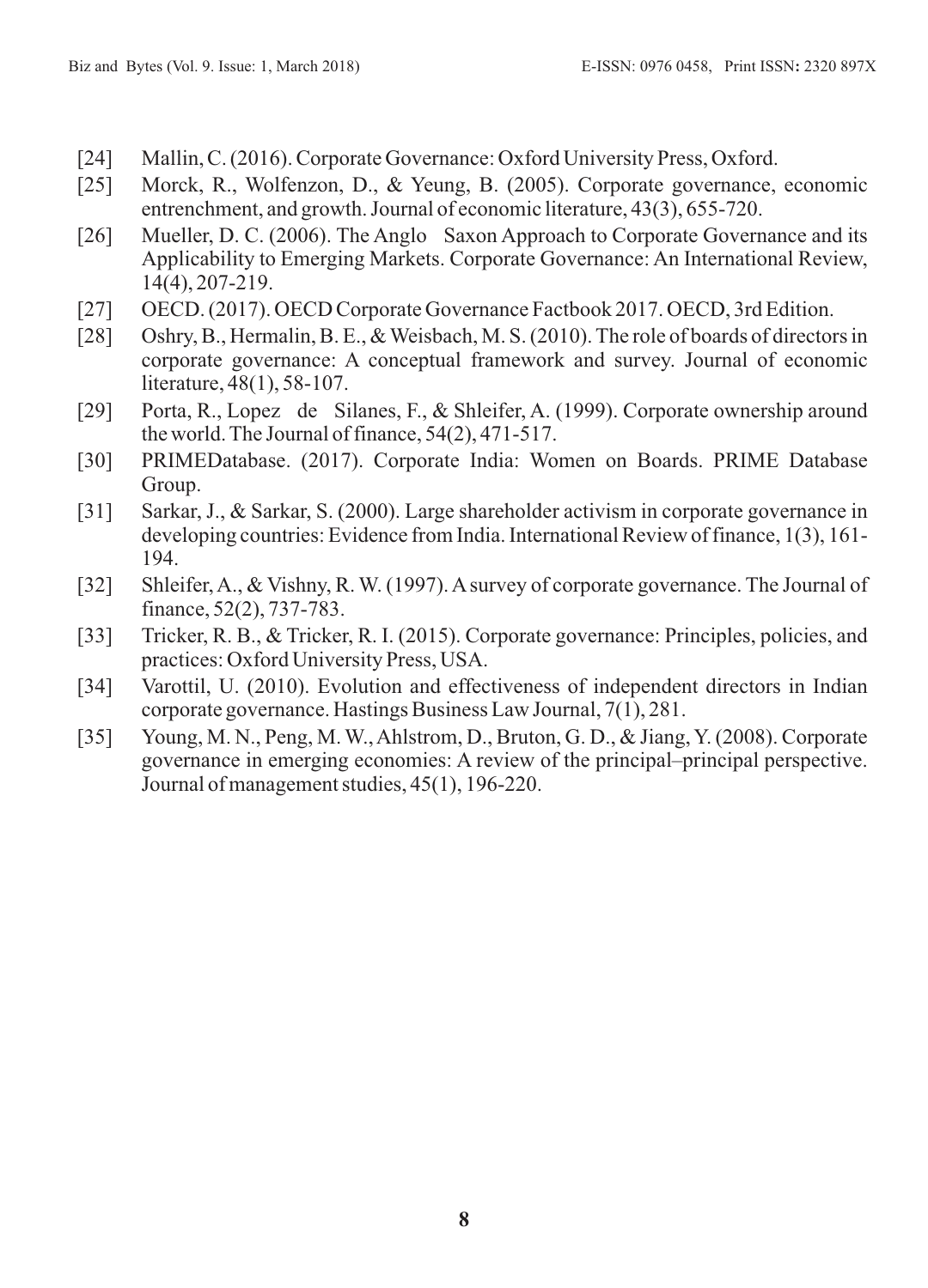[24] Mallin, C. (2016). Corporate Governance: Oxford University Press, Oxford.

[25] Morck, R., Wolfenzon, D., & Yeung, B. (2005). Corporate governance, economic entrenchment, and growth. Journal of economic literature, 43(3), 655-720.

[26] Mueller, D. C. (2006). The Anglo Saxon Approach to Corporate Governance and its Applicability to Emerging Markets. Corporate Governance: An International Review, 14(4), 207-219.

[27] OECD. (2017). OECD Corporate Governance Factbook 2017. OECD, 3rd Edition.

[28] Oshry, B., Hermalin, B. E., & Weisbach, M. S. (2010). The role of boards of directors in corporate governance: A conceptual framework and survey. Journal of economic literature, 48(1), 58-107.

[29] Porta, R., Lopez de Silanes, F., & Shleifer, A. (1999). Corporate ownership around the world. The Journal of finance, 54(2), 471-517.

[30] PRIMEDatabase. (2017). Corporate India: Women on Boards. PRIME Database Group.

[31] Sarkar, J., & Sarkar, S. (2000). Large shareholder activism in corporate governance in developing countries: Evidence from India. International Review of finance, 1(3), 161-194.

[32] Shleifer, A., & Vishny, R. W. (1997). A survey of corporate governance. The Journal of finance, 52(2), 737-783.

[33] Tricker, R. B., & Tricker, R. I. (2015). Corporate governance: Principles, policies, and practices: Oxford University Press, USA.

[34] Varottil, U. (2010). Evolution and effectiveness of independent directors in Indian corporate governance. Hastings Business Law Journal, 7(1), 281.

[35] Young, M. N., Peng, M. W., Ahlstrom, D., Bruton, G. D., & Jiang, Y. (2008). Corporate governance in emerging economies: A review of the principal–principal perspective. Journal of management studies, 45(1), 196-220.